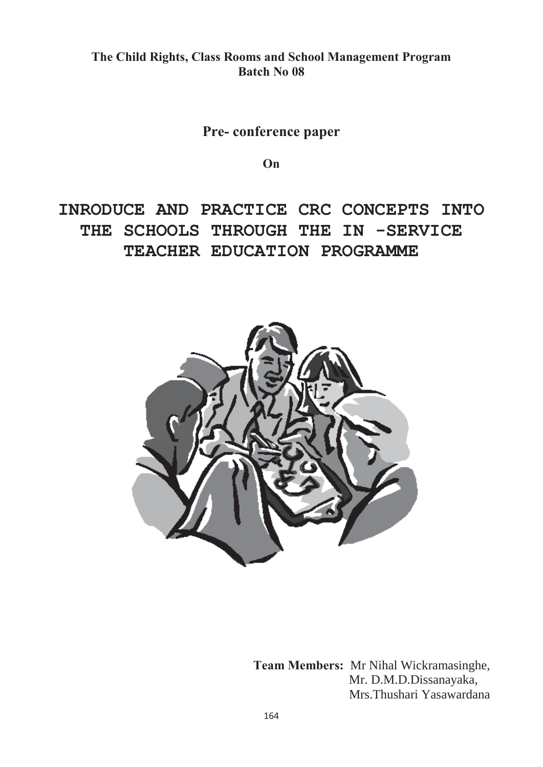**The Child Rights, Class Rooms and School Management Program**
**Batch No 08**

**Pre- conference paper**

**On**

# INRODUCE AND PRACTICE CRC CONCEPTS INTO THE SCHOOLS THROUGH THE IN -SERVICE TEACHER EDUCATION PROGRAMME

**Team Members:** Mr Nihal Wickramasinghe,
Mr. D.M.D.Dissanayaka,
Mrs.Thushari Yasawardana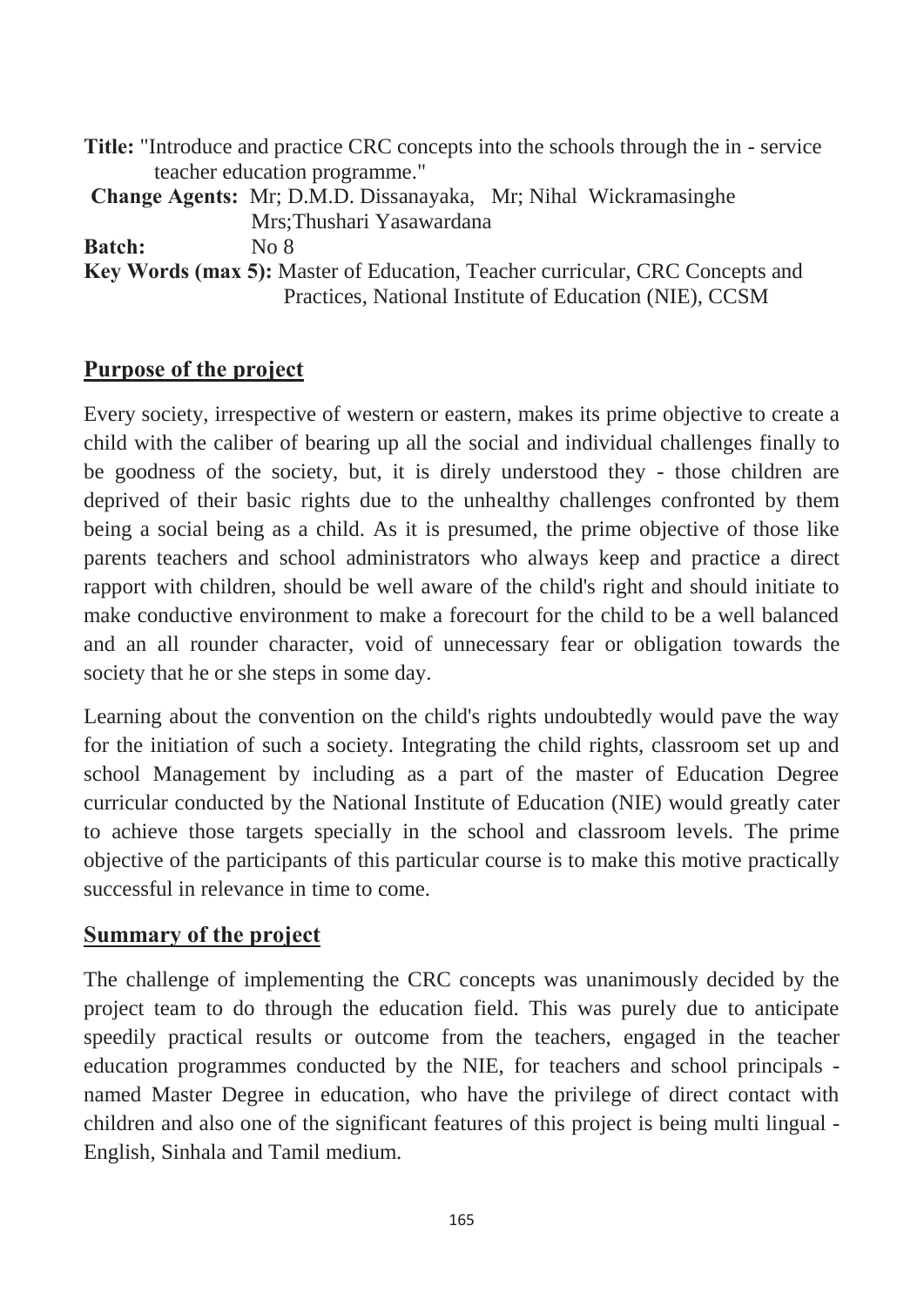**Title:** "Introduce and practice CRC concepts into the schools through the in - service teacher education programme."

**Change Agents:** Mr; D.M.D. Dissanayaka, Mr; Nihal Wickramasinghe Mrs;Thushari Yasawardana

**Batch:** No 8

**Key Words (max 5):** Master of Education, Teacher curricular, CRC Concepts and Practices, National Institute of Education (NIE), CCSM

## Purpose of the project

Every society, irrespective of western or eastern, makes its prime objective to create a child with the caliber of bearing up all the social and individual challenges finally to be goodness of the society, but, it is direly understood they - those children are deprived of their basic rights due to the unhealthy challenges confronted by them being a social being as a child. As it is presumed, the prime objective of those like parents teachers and school administrators who always keep and practice a direct rapport with children, should be well aware of the child's right and should initiate to make conductive environment to make a forecourt for the child to be a well balanced and an all rounder character, void of unnecessary fear or obligation towards the society that he or she steps in some day.

Learning about the convention on the child's rights undoubtedly would pave the way for the initiation of such a society. Integrating the child rights, classroom set up and school Management by including as a part of the master of Education Degree curricular conducted by the National Institute of Education (NIE) would greatly cater to achieve those targets specially in the school and classroom levels. The prime objective of the participants of this particular course is to make this motive practically successful in relevance in time to come.

## Summary of the project

The challenge of implementing the CRC concepts was unanimously decided by the project team to do through the education field. This was purely due to anticipate speedily practical results or outcome from the teachers, engaged in the teacher education programmes conducted by the NIE, for teachers and school principals - named Master Degree in education, who have the privilege of direct contact with children and also one of the significant features of this project is being multi lingual - English, Sinhala and Tamil medium.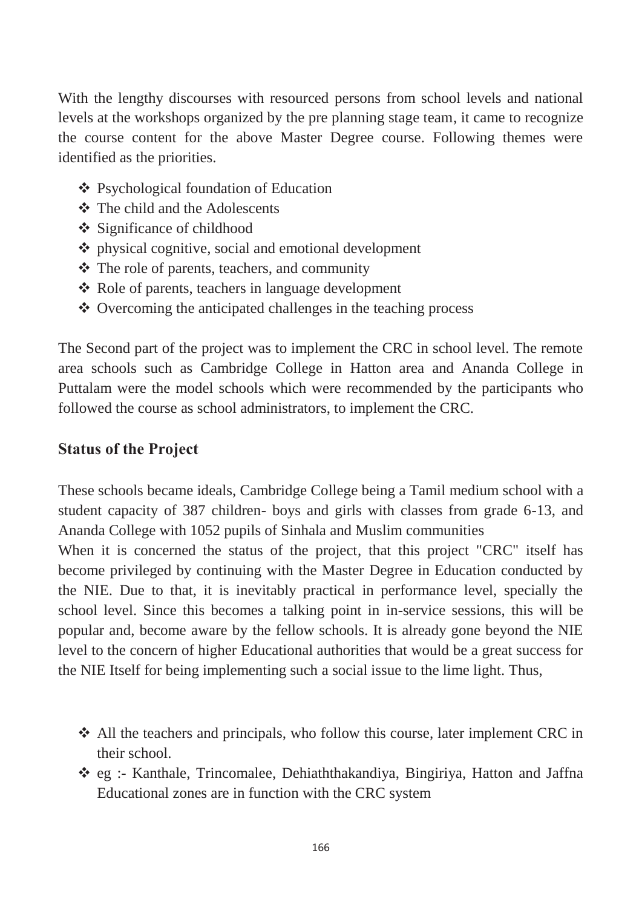With the lengthy discourses with resourced persons from school levels and national levels at the workshops organized by the pre planning stage team, it came to recognize the course content for the above Master Degree course. Following themes were identified as the priorities.

- Psychological foundation of Education
- The child and the Adolescents
- Significance of childhood
- physical cognitive, social and emotional development
- The role of parents, teachers, and community
- Role of parents, teachers in language development
- Overcoming the anticipated challenges in the teaching process

The Second part of the project was to implement the CRC in school level. The remote area schools such as Cambridge College in Hatton area and Ananda College in Puttalam were the model schools which were recommended by the participants who followed the course as school administrators, to implement the CRC.

## Status of the Project

These schools became ideals, Cambridge College being a Tamil medium school with a student capacity of 387 children- boys and girls with classes from grade 6-13, and Ananda College with 1052 pupils of Sinhala and Muslim communities

When it is concerned the status of the project, that this project "CRC" itself has become privileged by continuing with the Master Degree in Education conducted by the NIE. Due to that, it is inevitably practical in performance level, specially the school level. Since this becomes a talking point in in-service sessions, this will be popular and, become aware by the fellow schools. It is already gone beyond the NIE level to the concern of higher Educational authorities that would be a great success for the NIE Itself for being implementing such a social issue to the lime light. Thus,

- All the teachers and principals, who follow this course, later implement CRC in their school.
- eg :- Kanthale, Trincomalee, Dehiaththakandiya, Bingiriya, Hatton and Jaffna Educational zones are in function with the CRC system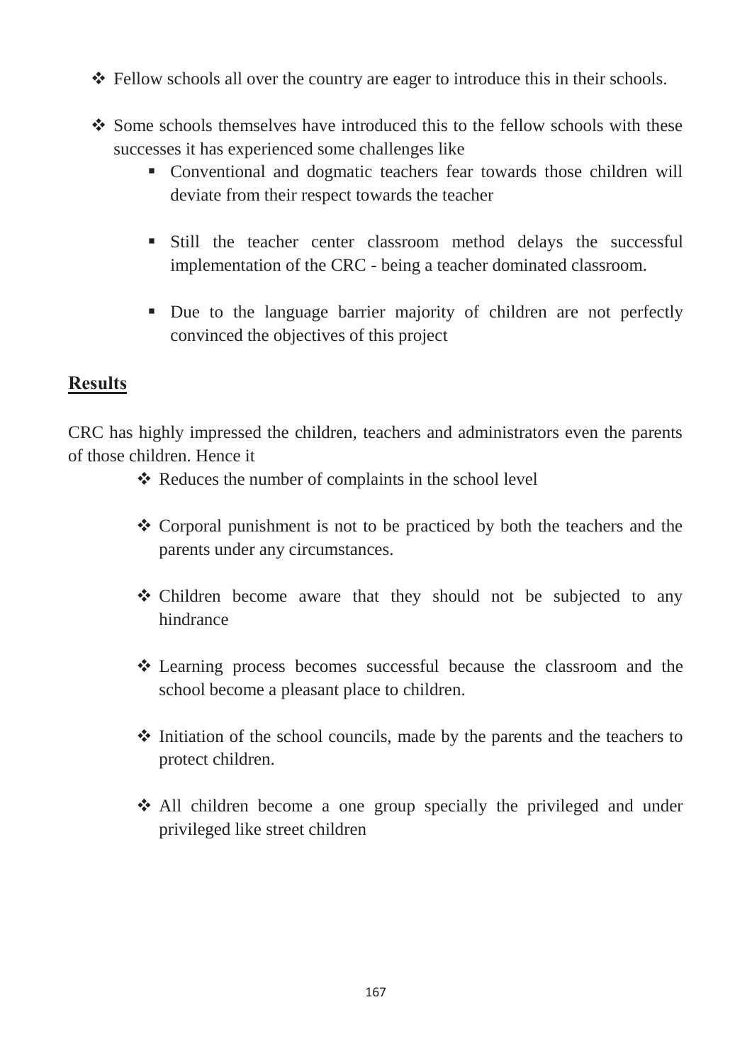- Fellow schools all over the country are eager to introduce this in their schools.

- Some schools themselves have introduced this to the fellow schools with these successes it has experienced some challenges like
  - Conventional and dogmatic teachers fear towards those children will deviate from their respect towards the teacher

  - Still the teacher center classroom method delays the successful implementation of the CRC - being a teacher dominated classroom.

  - Due to the language barrier majority of children are not perfectly convinced the objectives of this project

## Results

CRC has highly impressed the children, teachers and administrators even the parents of those children. Hence it

- Reduces the number of complaints in the school level

- Corporal punishment is not to be practiced by both the teachers and the parents under any circumstances.

- Children become aware that they should not be subjected to any hindrance

- Learning process becomes successful because the classroom and the school become a pleasant place to children.

- Initiation of the school councils, made by the parents and the teachers to protect children.

- All children become a one group specially the privileged and under privileged like street children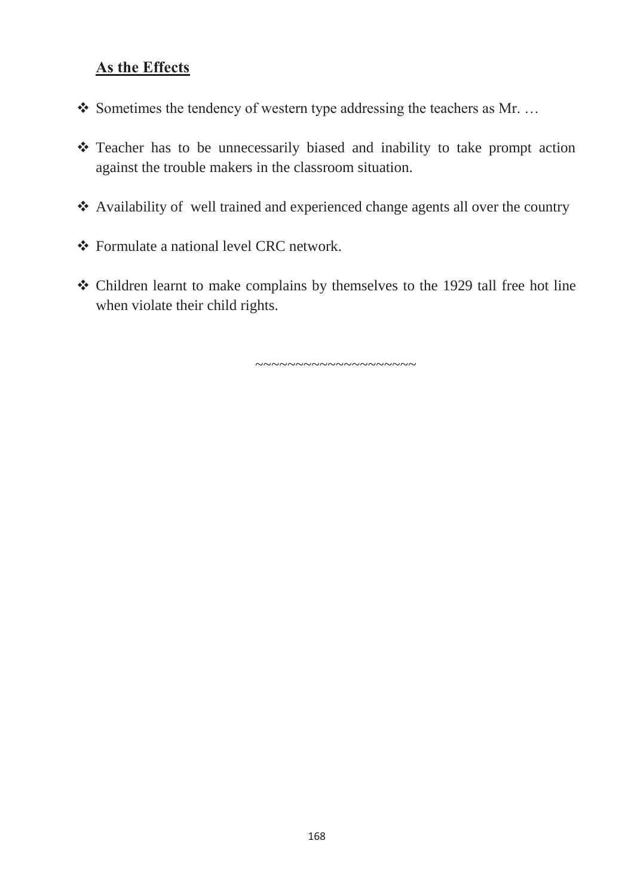## As the Effects

- Sometimes the tendency of western type addressing the teachers as Mr. …
- Teacher has to be unnecessarily biased and inability to take prompt action against the trouble makers in the classroom situation.
- Availability of well trained and experienced change agents all over the country
- Formulate a national level CRC network.
- Children learnt to make complains by themselves to the 1929 tall free hot line when violate their child rights.

~~~~~~~~~~~~~~~~~~~~~